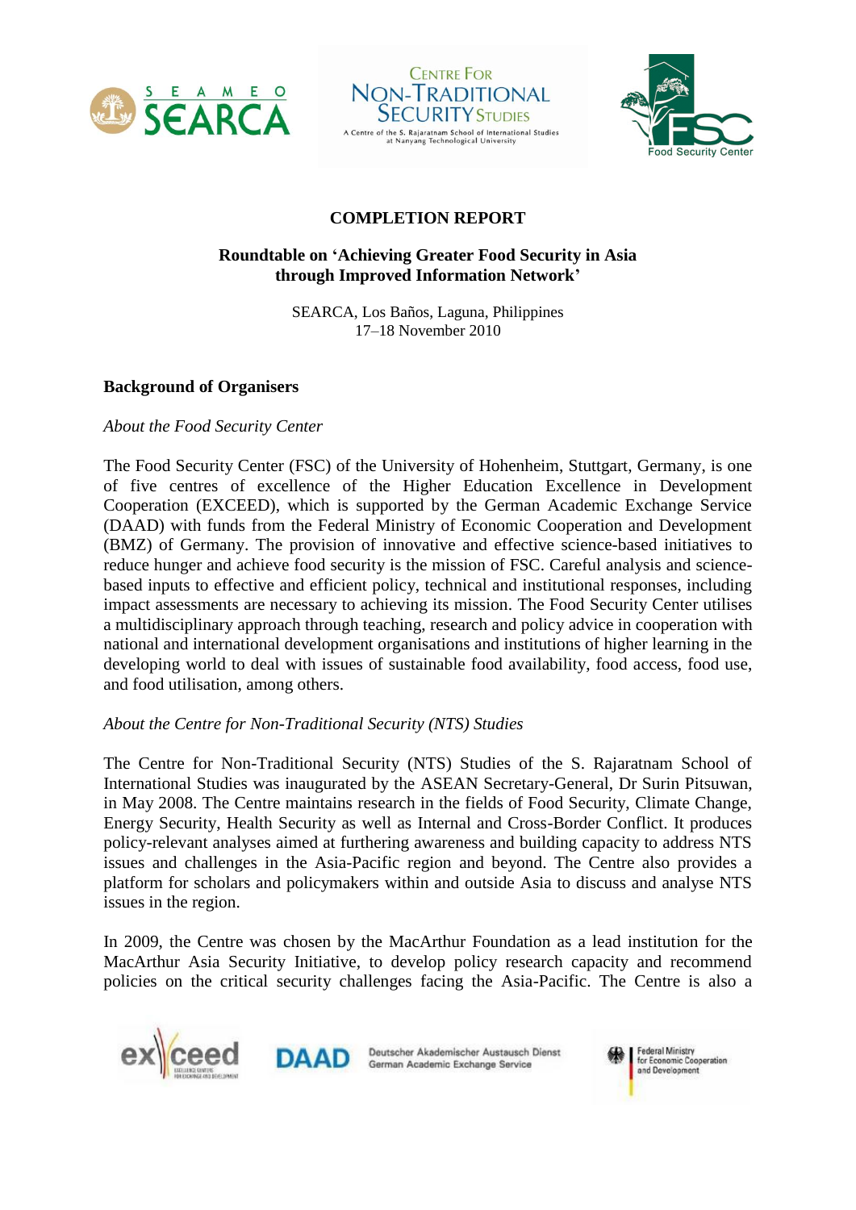# COMPLETION REPORT

## Roundtable on 'Achieving Greater Food Security in Asia through Improved Information Network'

SEARCA, Los Baños, Laguna, Philippines
17–18 November 2010

### Background of Organisers

*About the Food Security Center*

The Food Security Center (FSC) of the University of Hohenheim, Stuttgart, Germany, is one of five centres of excellence of the Higher Education Excellence in Development Cooperation (EXCEED), which is supported by the German Academic Exchange Service (DAAD) with funds from the Federal Ministry of Economic Cooperation and Development (BMZ) of Germany. The provision of innovative and effective science-based initiatives to reduce hunger and achieve food security is the mission of FSC. Careful analysis and science-based inputs to effective and efficient policy, technical and institutional responses, including impact assessments are necessary to achieving its mission. The Food Security Center utilises a multidisciplinary approach through teaching, research and policy advice in cooperation with national and international development organisations and institutions of higher learning in the developing world to deal with issues of sustainable food availability, food access, food use, and food utilisation, among others.

*About the Centre for Non-Traditional Security (NTS) Studies*

The Centre for Non-Traditional Security (NTS) Studies of the S. Rajaratnam School of International Studies was inaugurated by the ASEAN Secretary-General, Dr Surin Pitsuwan, in May 2008. The Centre maintains research in the fields of Food Security, Climate Change, Energy Security, Health Security as well as Internal and Cross-Border Conflict. It produces policy-relevant analyses aimed at furthering awareness and building capacity to address NTS issues and challenges in the Asia-Pacific region and beyond. The Centre also provides a platform for scholars and policymakers within and outside Asia to discuss and analyse NTS issues in the region.

In 2009, the Centre was chosen by the MacArthur Foundation as a lead institution for the MacArthur Asia Security Initiative, to develop policy research capacity and recommend policies on the critical security challenges facing the Asia-Pacific. The Centre is also a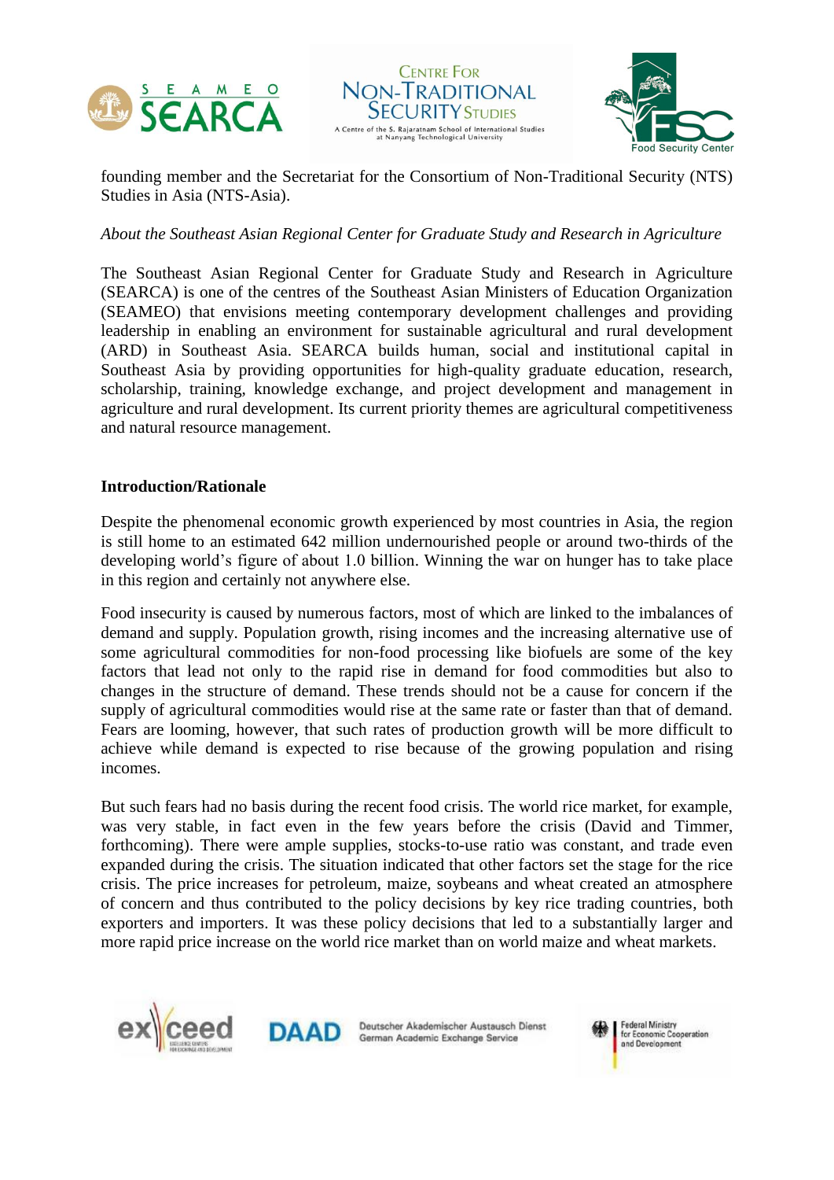founding member and the Secretariat for the Consortium of Non-Traditional Security (NTS) Studies in Asia (NTS-Asia).

*About the Southeast Asian Regional Center for Graduate Study and Research in Agriculture*

The Southeast Asian Regional Center for Graduate Study and Research in Agriculture (SEARCA) is one of the centres of the Southeast Asian Ministers of Education Organization (SEAMEO) that envisions meeting contemporary development challenges and providing leadership in enabling an environment for sustainable agricultural and rural development (ARD) in Southeast Asia. SEARCA builds human, social and institutional capital in Southeast Asia by providing opportunities for high-quality graduate education, research, scholarship, training, knowledge exchange, and project development and management in agriculture and rural development. Its current priority themes are agricultural competitiveness and natural resource management.

**Introduction/Rationale**

Despite the phenomenal economic growth experienced by most countries in Asia, the region is still home to an estimated 642 million undernourished people or around two-thirds of the developing world's figure of about 1.0 billion. Winning the war on hunger has to take place in this region and certainly not anywhere else.

Food insecurity is caused by numerous factors, most of which are linked to the imbalances of demand and supply. Population growth, rising incomes and the increasing alternative use of some agricultural commodities for non-food processing like biofuels are some of the key factors that lead not only to the rapid rise in demand for food commodities but also to changes in the structure of demand. These trends should not be a cause for concern if the supply of agricultural commodities would rise at the same rate or faster than that of demand. Fears are looming, however, that such rates of production growth will be more difficult to achieve while demand is expected to rise because of the growing population and rising incomes.

But such fears had no basis during the recent food crisis. The world rice market, for example, was very stable, in fact even in the few years before the crisis (David and Timmer, forthcoming). There were ample supplies, stocks-to-use ratio was constant, and trade even expanded during the crisis. The situation indicated that other factors set the stage for the rice crisis. The price increases for petroleum, maize, soybeans and wheat created an atmosphere of concern and thus contributed to the policy decisions by key rice trading countries, both exporters and importers. It was these policy decisions that led to a substantially larger and more rapid price increase on the world rice market than on world maize and wheat markets.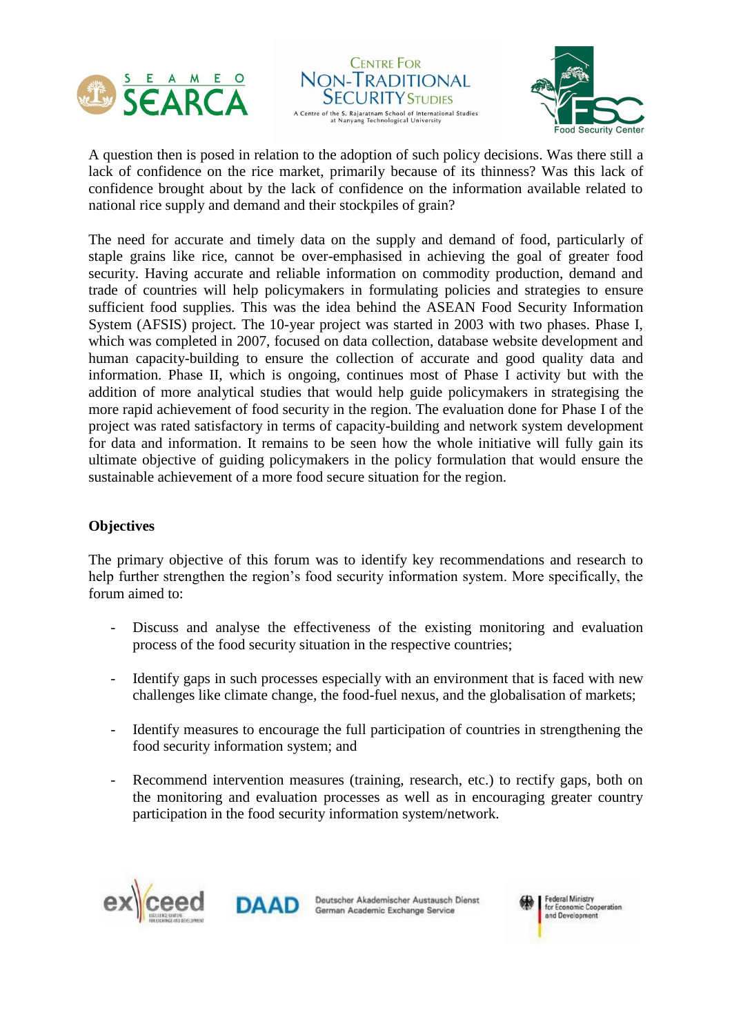A question then is posed in relation to the adoption of such policy decisions. Was there still a lack of confidence on the rice market, primarily because of its thinness? Was this lack of confidence brought about by the lack of confidence on the information available related to national rice supply and demand and their stockpiles of grain?

The need for accurate and timely data on the supply and demand of food, particularly of staple grains like rice, cannot be over-emphasised in achieving the goal of greater food security. Having accurate and reliable information on commodity production, demand and trade of countries will help policymakers in formulating policies and strategies to ensure sufficient food supplies. This was the idea behind the ASEAN Food Security Information System (AFSIS) project. The 10-year project was started in 2003 with two phases. Phase I, which was completed in 2007, focused on data collection, database website development and human capacity-building to ensure the collection of accurate and good quality data and information. Phase II, which is ongoing, continues most of Phase I activity but with the addition of more analytical studies that would help guide policymakers in strategising the more rapid achievement of food security in the region. The evaluation done for Phase I of the project was rated satisfactory in terms of capacity-building and network system development for data and information. It remains to be seen how the whole initiative will fully gain its ultimate objective of guiding policymakers in the policy formulation that would ensure the sustainable achievement of a more food secure situation for the region.

**Objectives**

The primary objective of this forum was to identify key recommendations and research to help further strengthen the region's food security information system. More specifically, the forum aimed to:

- Discuss and analyse the effectiveness of the existing monitoring and evaluation process of the food security situation in the respective countries;

- Identify gaps in such processes especially with an environment that is faced with new challenges like climate change, the food-fuel nexus, and the globalisation of markets;

- Identify measures to encourage the full participation of countries in strengthening the food security information system; and

- Recommend intervention measures (training, research, etc.) to rectify gaps, both on the monitoring and evaluation processes as well as in encouraging greater country participation in the food security information system/network.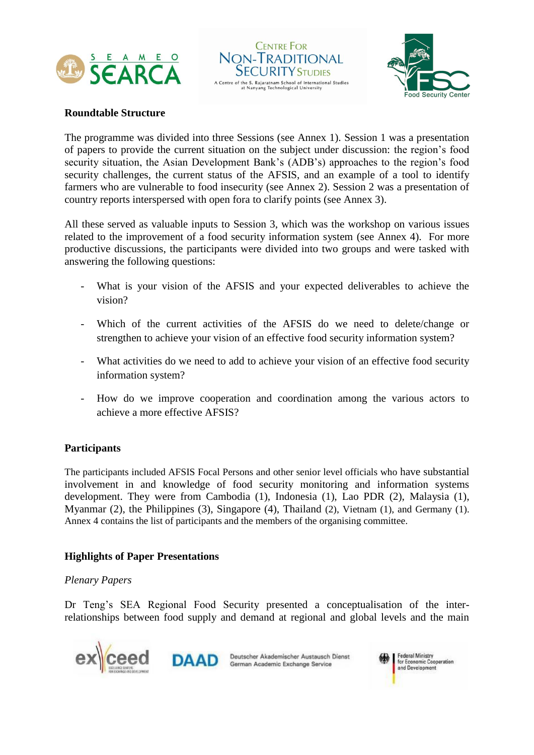**Roundtable Structure**

The programme was divided into three Sessions (see Annex 1). Session 1 was a presentation of papers to provide the current situation on the subject under discussion: the region's food security situation, the Asian Development Bank's (ADB's) approaches to the region's food security challenges, the current status of the AFSIS, and an example of a tool to identify farmers who are vulnerable to food insecurity (see Annex 2). Session 2 was a presentation of country reports interspersed with open fora to clarify points (see Annex 3).

All these served as valuable inputs to Session 3, which was the workshop on various issues related to the improvement of a food security information system (see Annex 4). For more productive discussions, the participants were divided into two groups and were tasked with answering the following questions:

- What is your vision of the AFSIS and your expected deliverables to achieve the vision?
- Which of the current activities of the AFSIS do we need to delete/change or strengthen to achieve your vision of an effective food security information system?
- What activities do we need to add to achieve your vision of an effective food security information system?
- How do we improve cooperation and coordination among the various actors to achieve a more effective AFSIS?

**Participants**

The participants included AFSIS Focal Persons and other senior level officials who have substantial involvement in and knowledge of food security monitoring and information systems development. They were from Cambodia (1), Indonesia (1), Lao PDR (2), Malaysia (1), Myanmar (2), the Philippines (3), Singapore (4), Thailand (2), Vietnam (1), and Germany (1). Annex 4 contains the list of participants and the members of the organising committee.

**Highlights of Paper Presentations**

*Plenary Papers*

Dr Teng's SEA Regional Food Security presented a conceptualisation of the inter-relationships between food supply and demand at regional and global levels and the main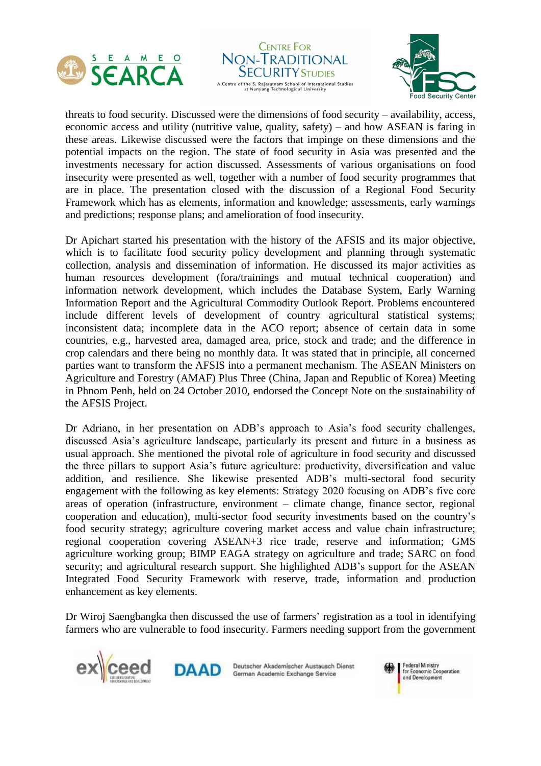threats to food security. Discussed were the dimensions of food security – availability, access, economic access and utility (nutritive value, quality, safety) – and how ASEAN is faring in these areas. Likewise discussed were the factors that impinge on these dimensions and the potential impacts on the region. The state of food security in Asia was presented and the investments necessary for action discussed. Assessments of various organisations on food insecurity were presented as well, together with a number of food security programmes that are in place. The presentation closed with the discussion of a Regional Food Security Framework which has as elements, information and knowledge; assessments, early warnings and predictions; response plans; and amelioration of food insecurity.

Dr Apichart started his presentation with the history of the AFSIS and its major objective, which is to facilitate food security policy development and planning through systematic collection, analysis and dissemination of information. He discussed its major activities as human resources development (fora/trainings and mutual technical cooperation) and information network development, which includes the Database System, Early Warning Information Report and the Agricultural Commodity Outlook Report. Problems encountered include different levels of development of country agricultural statistical systems; inconsistent data; incomplete data in the ACO report; absence of certain data in some countries, e.g., harvested area, damaged area, price, stock and trade; and the difference in crop calendars and there being no monthly data. It was stated that in principle, all concerned parties want to transform the AFSIS into a permanent mechanism. The ASEAN Ministers on Agriculture and Forestry (AMAF) Plus Three (China, Japan and Republic of Korea) Meeting in Phnom Penh, held on 24 October 2010, endorsed the Concept Note on the sustainability of the AFSIS Project.

Dr Adriano, in her presentation on ADB's approach to Asia's food security challenges, discussed Asia's agriculture landscape, particularly its present and future in a business as usual approach. She mentioned the pivotal role of agriculture in food security and discussed the three pillars to support Asia's future agriculture: productivity, diversification and value addition, and resilience. She likewise presented ADB's multi-sectoral food security engagement with the following as key elements: Strategy 2020 focusing on ADB's five core areas of operation (infrastructure, environment – climate change, finance sector, regional cooperation and education), multi-sector food security investments based on the country's food security strategy; agriculture covering market access and value chain infrastructure; regional cooperation covering ASEAN+3 rice trade, reserve and information; GMS agriculture working group; BIMP EAGA strategy on agriculture and trade; SARC on food security; and agricultural research support. She highlighted ADB's support for the ASEAN Integrated Food Security Framework with reserve, trade, information and production enhancement as key elements.

Dr Wiroj Saengbangka then discussed the use of farmers' registration as a tool in identifying farmers who are vulnerable to food insecurity. Farmers needing support from the government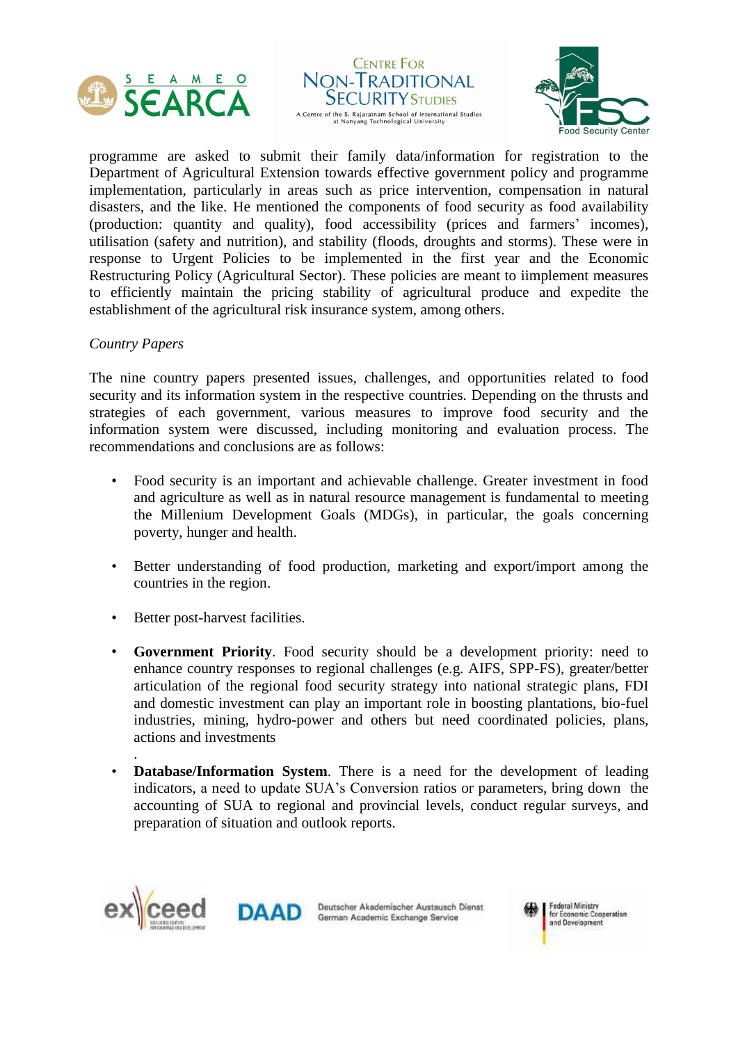programme are asked to submit their family data/information for registration to the Department of Agricultural Extension towards effective government policy and programme implementation, particularly in areas such as price intervention, compensation in natural disasters, and the like. He mentioned the components of food security as food availability (production: quantity and quality), food accessibility (prices and farmers' incomes), utilisation (safety and nutrition), and stability (floods, droughts and storms). These were in response to Urgent Policies to be implemented in the first year and the Economic Restructuring Policy (Agricultural Sector). These policies are meant to iimplement measures to efficiently maintain the pricing stability of agricultural produce and expedite the establishment of the agricultural risk insurance system, among others.

*Country Papers*

The nine country papers presented issues, challenges, and opportunities related to food security and its information system in the respective countries. Depending on the thrusts and strategies of each government, various measures to improve food security and the information system were discussed, including monitoring and evaluation process. The recommendations and conclusions are as follows:

- Food security is an important and achievable challenge. Greater investment in food and agriculture as well as in natural resource management is fundamental to meeting the Millenium Development Goals (MDGs), in particular, the goals concerning poverty, hunger and health.

- Better understanding of food production, marketing and export/import among the countries in the region.

- Better post-harvest facilities.

- **Government Priority**. Food security should be a development priority: need to enhance country responses to regional challenges (e.g. AIFS, SPP-FS), greater/better articulation of the regional food security strategy into national strategic plans, FDI and domestic investment can play an important role in boosting plantations, bio-fuel industries, mining, hydro-power and others but need coordinated policies, plans, actions and investments
.
- **Database/Information System**. There is a need for the development of leading indicators, a need to update SUA's Conversion ratios or parameters, bring down the accounting of SUA to regional and provincial levels, conduct regular surveys, and preparation of situation and outlook reports.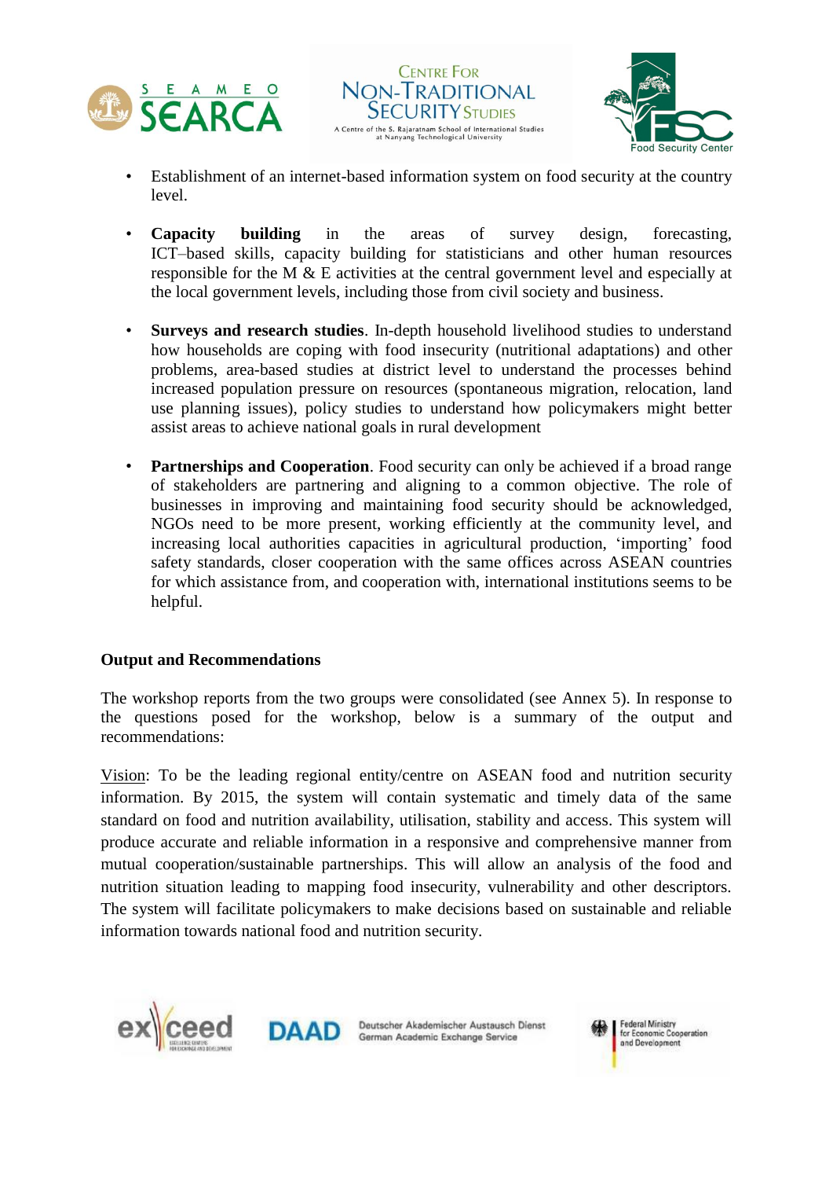- Establishment of an internet-based information system on food security at the country level.

- **Capacity building** in the areas of survey design, forecasting, ICT–based skills, capacity building for statisticians and other human resources responsible for the M & E activities at the central government level and especially at the local government levels, including those from civil society and business.

- **Surveys and research studies**. In-depth household livelihood studies to understand how households are coping with food insecurity (nutritional adaptations) and other problems, area-based studies at district level to understand the processes behind increased population pressure on resources (spontaneous migration, relocation, land use planning issues), policy studies to understand how policymakers might better assist areas to achieve national goals in rural development

- **Partnerships and Cooperation**. Food security can only be achieved if a broad range of stakeholders are partnering and aligning to a common objective. The role of businesses in improving and maintaining food security should be acknowledged, NGOs need to be more present, working efficiently at the community level, and increasing local authorities capacities in agricultural production, 'importing' food safety standards, closer cooperation with the same offices across ASEAN countries for which assistance from, and cooperation with, international institutions seems to be helpful.

**Output and Recommendations**

The workshop reports from the two groups were consolidated (see Annex 5). In response to the questions posed for the workshop, below is a summary of the output and recommendations:

Vision: To be the leading regional entity/centre on ASEAN food and nutrition security information. By 2015, the system will contain systematic and timely data of the same standard on food and nutrition availability, utilisation, stability and access. This system will produce accurate and reliable information in a responsive and comprehensive manner from mutual cooperation/sustainable partnerships. This will allow an analysis of the food and nutrition situation leading to mapping food insecurity, vulnerability and other descriptors. The system will facilitate policymakers to make decisions based on sustainable and reliable information towards national food and nutrition security.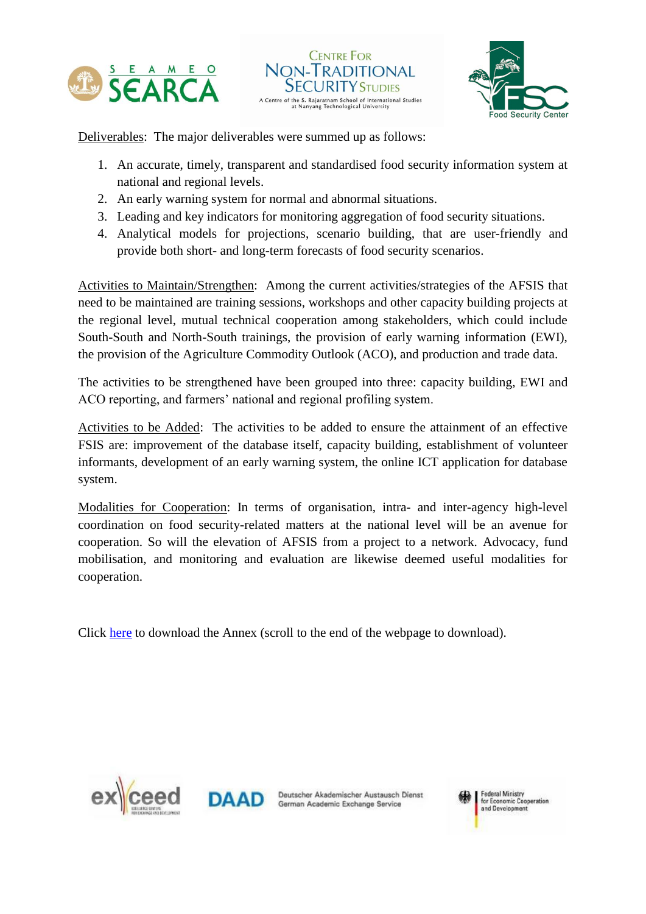Deliverables: The major deliverables were summed up as follows:

1. An accurate, timely, transparent and standardised food security information system at national and regional levels.
2. An early warning system for normal and abnormal situations.
3. Leading and key indicators for monitoring aggregation of food security situations.
4. Analytical models for projections, scenario building, that are user-friendly and provide both short- and long-term forecasts of food security scenarios.

Activities to Maintain/Strengthen: Among the current activities/strategies of the AFSIS that need to be maintained are training sessions, workshops and other capacity building projects at the regional level, mutual technical cooperation among stakeholders, which could include South-South and North-South trainings, the provision of early warning information (EWI), the provision of the Agriculture Commodity Outlook (ACO), and production and trade data.

The activities to be strengthened have been grouped into three: capacity building, EWI and ACO reporting, and farmers' national and regional profiling system.

Activities to be Added: The activities to be added to ensure the attainment of an effective FSIS are: improvement of the database itself, capacity building, establishment of volunteer informants, development of an early warning system, the online ICT application for database system.

Modalities for Cooperation: In terms of organisation, intra- and inter-agency high-level coordination on food security-related matters at the national level will be an avenue for cooperation. So will the elevation of AFSIS from a project to a network. Advocacy, fund mobilisation, and monitoring and evaluation are likewise deemed useful modalities for cooperation.

Click here to download the Annex (scroll to the end of the webpage to download).